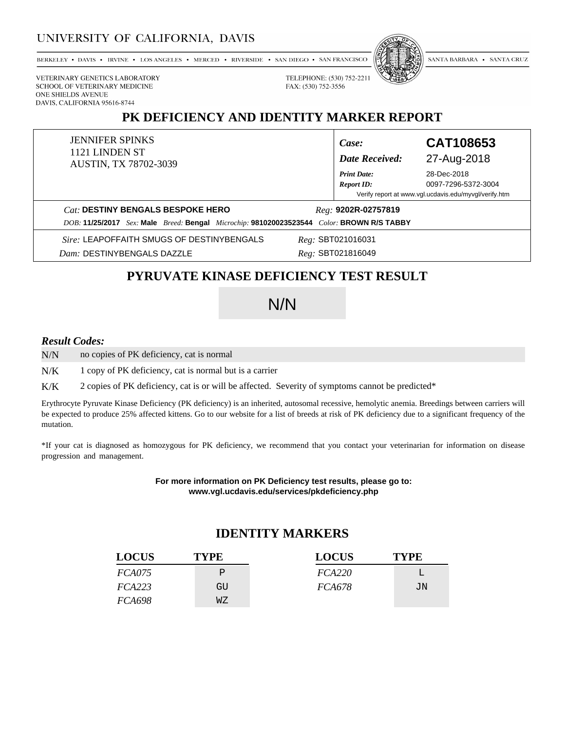UNIVERSITY OF CALIFORNIA, DAVIS

BERKELEY • DAVIS • IRVINE • LOS ANGELES • MERCED • RIVERSIDE • SAN DIEGO • SAN FRANCISCO • SANTA BARBARA • SANTA CRUZ

VETERINARY GENETICS LABORATORY
SCHOOL OF VETERINARY MEDICINE
ONE SHIELDS AVENUE
DAVIS, CALIFORNIA 95616-8744

TELEPHONE: (530) 752-2211
FAX: (530) 752-3556

# PK DEFICIENCY AND IDENTITY MARKER REPORT

JENNIFER SPINKS
1121 LINDEN ST
AUSTIN, TX 78702-3039

| | |
|---|---|
| ***Case:*** | **CAT108653** |
| ***Date Received:*** | 27-Aug-2018 |
| ***Print Date:*** | 28-Dec-2018 |
| ***Report ID:*** | 0097-7296-5372-3004 |

Verify report at www.vgl.ucdavis.edu/myvgl/verify.htm

*Cat:* **DESTINY BENGALS BESPOKE HERO** *Reg:* **9202R-02757819**

*DOB:* **11/25/2017** *Sex:* **Male** *Breed:* **Bengal** *Microchip:* **981020023523544** *Color:* **BROWN R/S TABBY**

*Sire:* LEAPOFFAITH SMUGS OF DESTINYBENGALS *Reg:* SBT021016031

*Dam:* DESTINYBENGALS DAZZLE *Reg:* SBT021816049

## PYRUVATE KINASE DEFICIENCY TEST RESULT

N/N

***Result Codes:***

| | |
|---|---|
| N/N | no copies of PK deficiency, cat is normal |
| N/K | 1 copy of PK deficiency, cat is normal but is a carrier |
| K/K | 2 copies of PK deficiency, cat is or will be affected. Severity of symptoms cannot be predicted* |

Erythrocyte Pyruvate Kinase Deficiency (PK deficiency) is an inherited, autosomal recessive, hemolytic anemia. Breedings between carriers will be expected to produce 25% affected kittens. Go to our website for a list of breeds at risk of PK deficiency due to a significant frequency of the mutation.

*If your cat is diagnosed as homozygous for PK deficiency, we recommend that you contact your veterinarian for information on disease progression and management.

**For more information on PK Deficiency test results, please go to:**
**www.vgl.ucdavis.edu/services/pkdeficiency.php**

## IDENTITY MARKERS

| LOCUS | TYPE | LOCUS | TYPE |
|---|---|---|---|
| *FCA075* | P | *FCA220* | L |
| *FCA223* | GU | *FCA678* | JN |
| *FCA698* | WZ | | |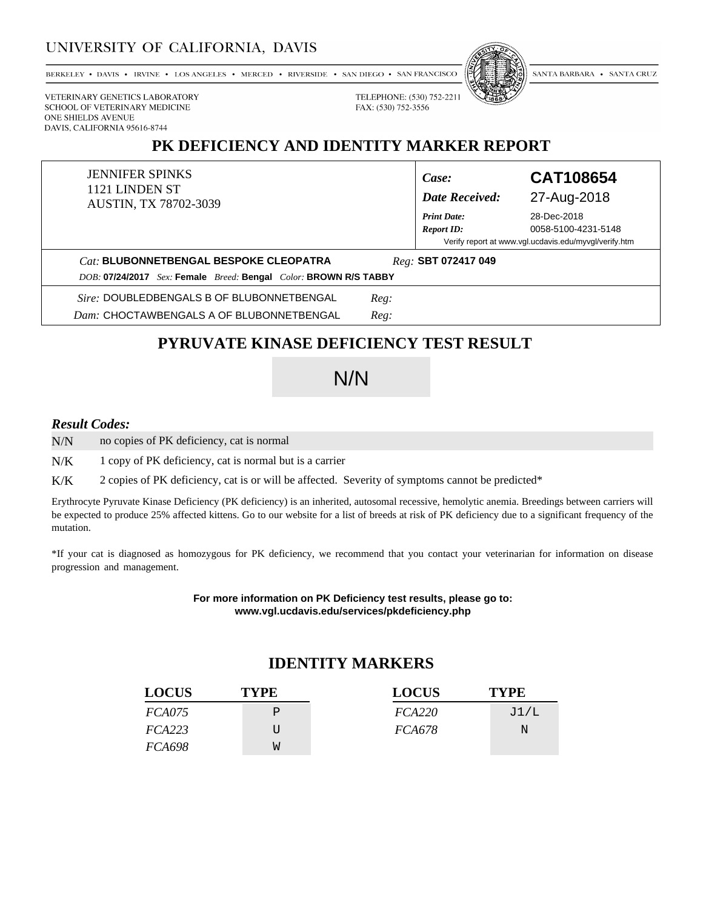UNIVERSITY OF CALIFORNIA, DAVIS

BERKELEY • DAVIS • IRVINE • LOS ANGELES • MERCED • RIVERSIDE • SAN DIEGO • SAN FRANCISCO • SANTA BARBARA • SANTA CRUZ

VETERINARY GENETICS LABORATORY
SCHOOL OF VETERINARY MEDICINE
ONE SHIELDS AVENUE
DAVIS, CALIFORNIA 95616-8744

TELEPHONE: (530) 752-2211
FAX: (530) 752-3556

# PK DEFICIENCY AND IDENTITY MARKER REPORT

JENNIFER SPINKS
1121 LINDEN ST
AUSTIN, TX 78702-3039

| | |
|---|---|
| *Case:* | **CAT108654** |
| *Date Received:* | 27-Aug-2018 |
| *Print Date:* | 28-Dec-2018 |
| *Report ID:* | 0058-5100-4231-5148 |

Verify report at www.vgl.ucdavis.edu/myvgl/verify.htm

*Cat:* **BLUBONNETBENGAL BESPOKE CLEOPATRA** *Reg:* **SBT 072417 049**

*DOB:* **07/24/2017** *Sex:* **Female** *Breed:* **Bengal** *Color:* **BROWN R/S TABBY**

*Sire:* DOUBLEDBENGALS B OF BLUBONNETBENGAL *Reg:*

*Dam:* CHOCTAWBENGALS A OF BLUBONNETBENGAL *Reg:*

## PYRUVATE KINASE DEFICIENCY TEST RESULT

N/N

### *Result Codes:*

| | |
|---|---|
| N/N | no copies of PK deficiency, cat is normal |
| N/K | 1 copy of PK deficiency, cat is normal but is a carrier |
| K/K | 2 copies of PK deficiency, cat is or will be affected. Severity of symptoms cannot be predicted* |

Erythrocyte Pyruvate Kinase Deficiency (PK deficiency) is an inherited, autosomal recessive, hemolytic anemia. Breedings between carriers will be expected to produce 25% affected kittens. Go to our website for a list of breeds at risk of PK deficiency due to a significant frequency of the mutation.

*If your cat is diagnosed as homozygous for PK deficiency, we recommend that you contact your veterinarian for information on disease progression and management.

**For more information on PK Deficiency test results, please go to:**
**www.vgl.ucdavis.edu/services/pkdeficiency.php**

## IDENTITY MARKERS

| LOCUS | TYPE | LOCUS | TYPE |
|---|---|---|---|
| *FCA075* | P | *FCA220* | J1/L |
| *FCA223* | U | *FCA678* | N |
| *FCA698* | W | | |